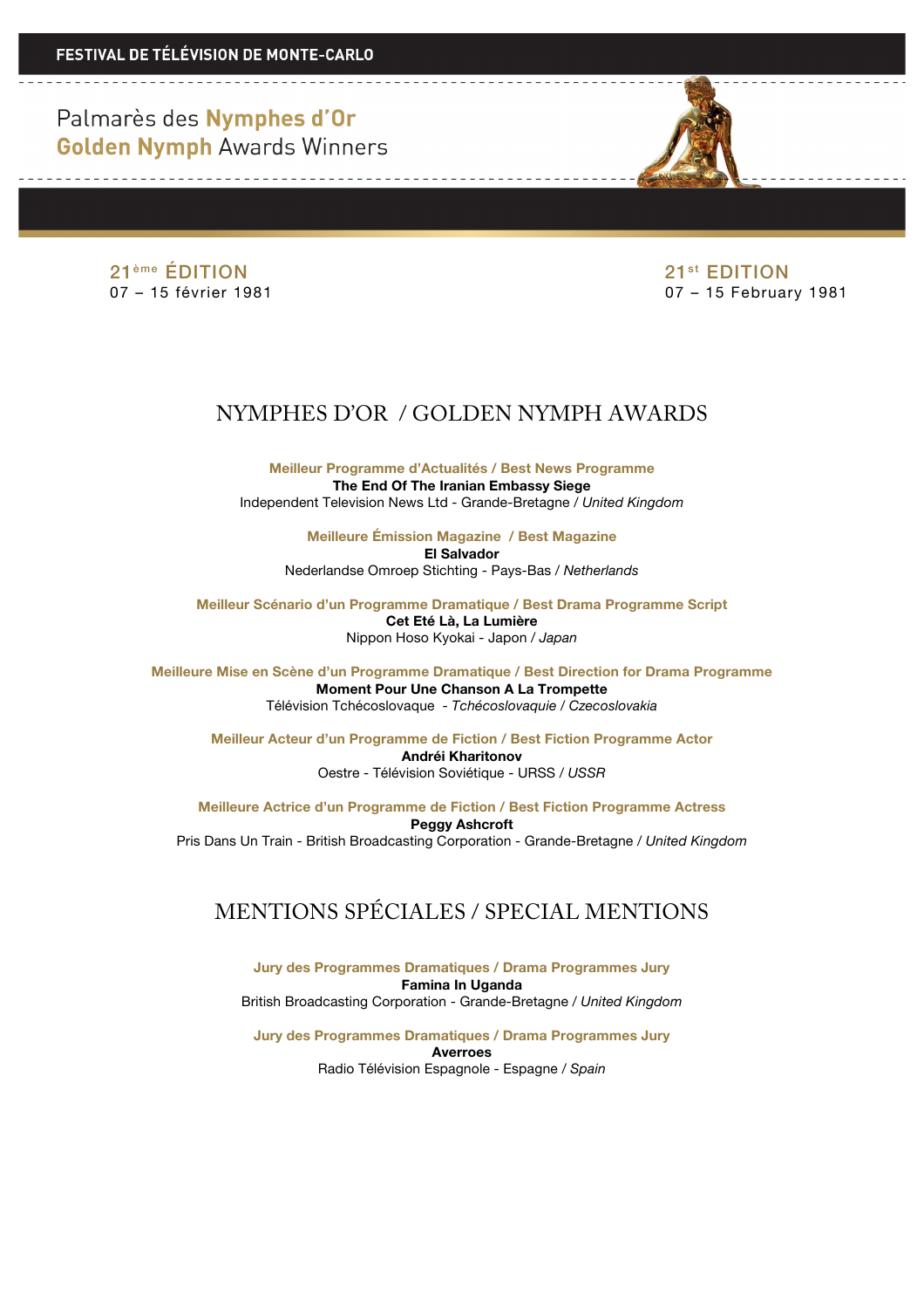FESTIVAL DE TÉLÉVISION DE MONTE-CARLO

# Palmarès des Nymphes d'Or
# Golden Nymph Awards Winners

**21ème ÉDITION**
07 – 15 février 1981

**21st EDITION**
07 – 15 February 1981

## NYMPHES D'OR / GOLDEN NYMPH AWARDS

**Meilleur Programme d'Actualités / Best News Programme**
**The End Of The Iranian Embassy Siege**
Independent Television News Ltd - Grande-Bretagne / *United Kingdom*

**Meilleure Émission Magazine / Best Magazine**
**El Salvador**
Nederlandse Omroep Stichting - Pays-Bas / *Netherlands*

**Meilleur Scénario d'un Programme Dramatique / Best Drama Programme Script**
**Cet Eté Là, La Lumière**
Nippon Hoso Kyokai - Japon / *Japan*

**Meilleure Mise en Scène d'un Programme Dramatique / Best Direction for Drama Programme**
**Moment Pour Une Chanson A La Trompette**
Télévision Tchécoslovaque - *Tchécoslovaquie* / *Czecoslovakia*

**Meilleur Acteur d'un Programme de Fiction / Best Fiction Programme Actor**
**Andréi Kharitonov**
Oestre - Télévision Soviétique - URSS / *USSR*

**Meilleure Actrice d'un Programme de Fiction / Best Fiction Programme Actress**
**Peggy Ashcroft**
Pris Dans Un Train - British Broadcasting Corporation - Grande-Bretagne / *United Kingdom*

## MENTIONS SPÉCIALES / SPECIAL MENTIONS

**Jury des Programmes Dramatiques / Drama Programmes Jury**
**Famina In Uganda**
British Broadcasting Corporation - Grande-Bretagne / *United Kingdom*

**Jury des Programmes Dramatiques / Drama Programmes Jury**
**Averroes**
Radio Télévision Espagnole - Espagne / *Spain*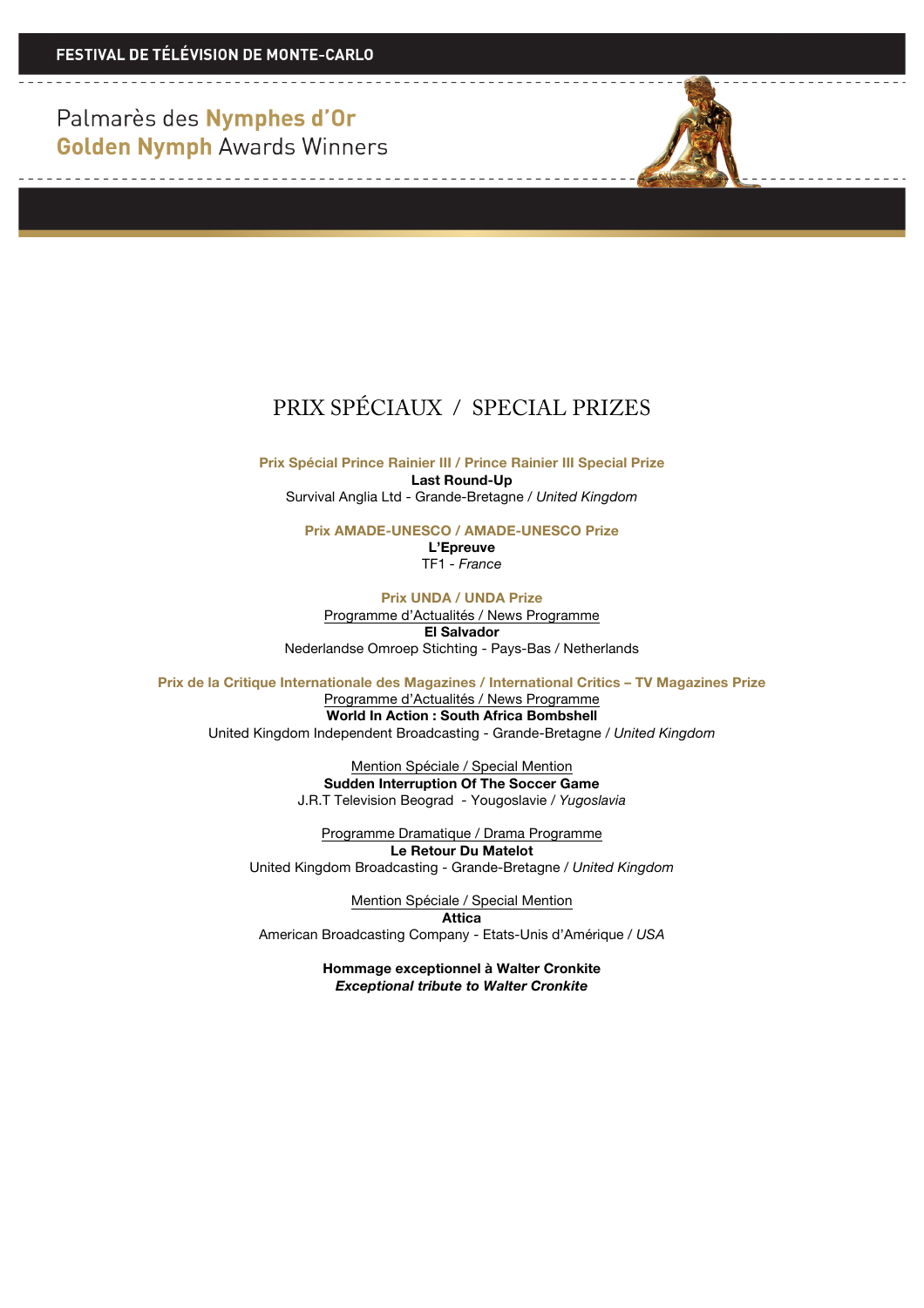# PRIX SPÉCIAUX / SPECIAL PRIZES

**Prix Spécial Prince Rainier III / Prince Rainier III Special Prize**
**Last Round-Up**
Survival Anglia Ltd - Grande-Bretagne / *United Kingdom*

**Prix AMADE-UNESCO / AMADE-UNESCO Prize**
**L'Epreuve**
TF1 - *France*

**Prix UNDA / UNDA Prize**
Programme d'Actualités / News Programme
**El Salvador**
Nederlandse Omroep Stichting - Pays-Bas / Netherlands

**Prix de la Critique Internationale des Magazines / International Critics – TV Magazines Prize**
Programme d'Actualités / News Programme
**World In Action : South Africa Bombshell**
United Kingdom Independent Broadcasting - Grande-Bretagne / *United Kingdom*

Mention Spéciale / Special Mention
**Sudden Interruption Of The Soccer Game**
J.R.T Television Beograd - Yougoslavie / *Yugoslavia*

Programme Dramatique / Drama Programme
**Le Retour Du Matelot**
United Kingdom Broadcasting - Grande-Bretagne / *United Kingdom*

Mention Spéciale / Special Mention
**Attica**
American Broadcasting Company - Etats-Unis d'Amérique / *USA*

**Hommage exceptionnel à Walter Cronkite**
***Exceptional tribute to Walter Cronkite***